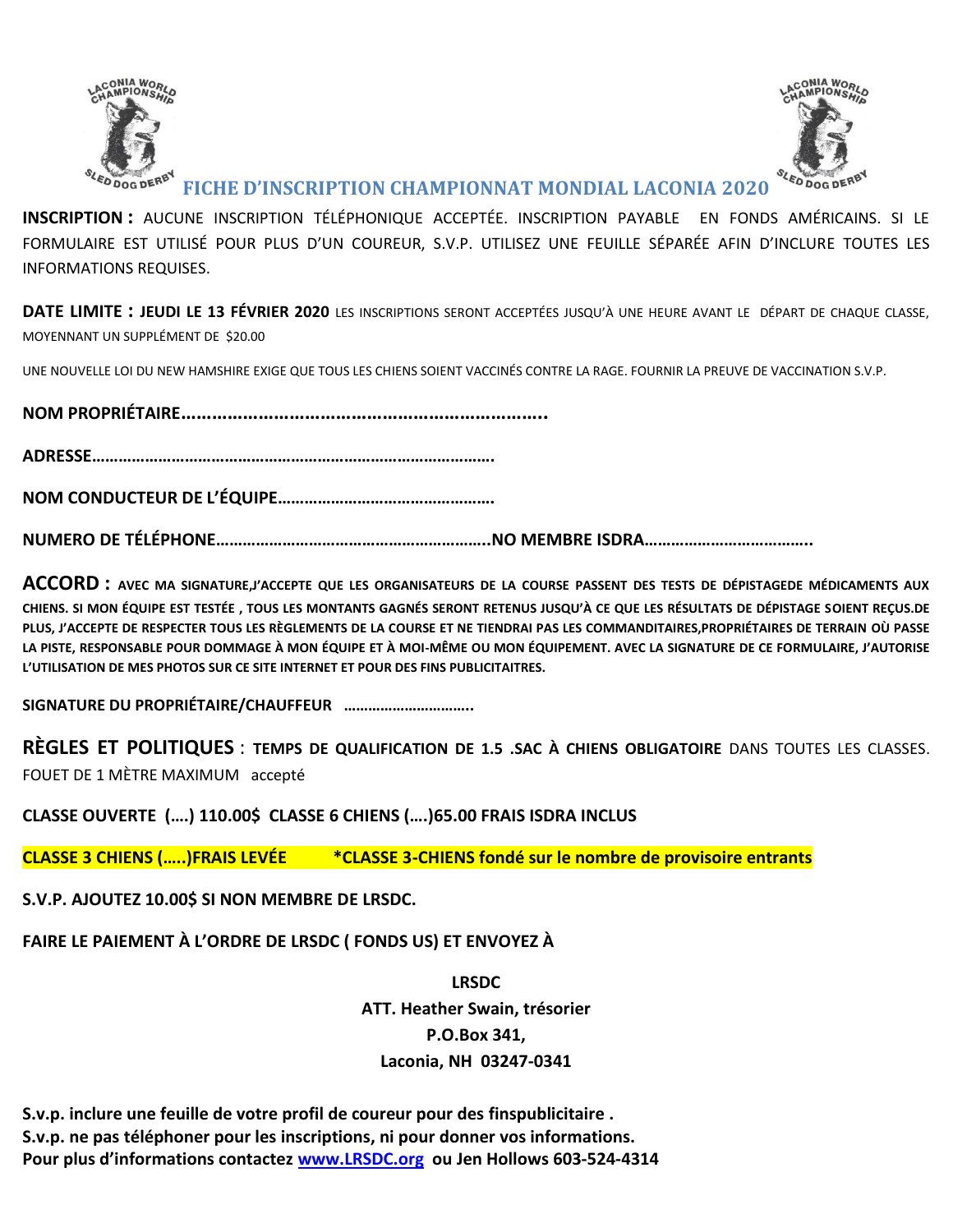# FICHE D'INSCRIPTION CHAMPIONNAT MONDIAL LACONIA 2020

**INSCRIPTION :** AUCUNE INSCRIPTION TÉLÉPHONIQUE ACCEPTÉE. INSCRIPTION PAYABLE EN FONDS AMÉRICAINS. SI LE FORMULAIRE EST UTILISÉ POUR PLUS D'UN COUREUR, S.V.P. UTILISEZ UNE FEUILLE SÉPARÉE AFIN D'INCLURE TOUTES LES INFORMATIONS REQUISES.

**DATE LIMITE : JEUDI LE 13 FÉVRIER 2020** LES INSCRIPTIONS SERONT ACCEPTÉES JUSQU'À UNE HEURE AVANT LE DÉPART DE CHAQUE CLASSE, MOYENNANT UN SUPPLÉMENT DE $20.00

UNE NOUVELLE LOI DU NEW HAMSHIRE EXIGE QUE TOUS LES CHIENS SOIENT VACCINÉS CONTRE LA RAGE. FOURNIR LA PREUVE DE VACCINATION S.V.P.

**NOM PROPRIÉTAIRE…………………………………………………………….**

**ADRESSE……………………………………………………………………………….**

**NOM CONDUCTEUR DE L'ÉQUIPE………………………………………….**

**NUMERO DE TÉLÉPHONE……………………………………………………..NO MEMBRE ISDRA………………………………..**

**ACCORD : AVEC MA SIGNATURE,J'ACCEPTE QUE LES ORGANISATEURS DE LA COURSE PASSENT DES TESTS DE DÉPISTAGEDE MÉDICAMENTS AUX CHIENS. SI MON ÉQUIPE EST TESTÉE , TOUS LES MONTANTS GAGNÉS SERONT RETENUS JUSQU'À CE QUE LES RÉSULTATS DE DÉPISTAGE SOIENT REÇUS.DE PLUS, J'ACCEPTE DE RESPECTER TOUS LES RÈGLEMENTS DE LA COURSE ET NE TIENDRAI PAS LES COMMANDITAIRES,PROPRIÉTAIRES DE TERRAIN OÙ PASSE LA PISTE, RESPONSABLE POUR DOMMAGE À MON ÉQUIPE ET À MOI-MÊME OU MON ÉQUIPEMENT. AVEC LA SIGNATURE DE CE FORMULAIRE, J'AUTORISE L'UTILISATION DE MES PHOTOS SUR CE SITE INTERNET ET POUR DES FINS PUBLICITAITRES.**

**SIGNATURE DU PROPRIÉTAIRE/CHAUFFEUR …………………………..**

**RÈGLES ET POLITIQUES** : **TEMPS DE QUALIFICATION DE 1.5 .SAC À CHIENS OBLIGATOIRE** DANS TOUTES LES CLASSES. FOUET DE 1 MÈTRE MAXIMUM accepté

**CLASSE OUVERTE (….) 110.00$ CLASSE 6 CHIENS (….)65.00 FRAIS ISDRA INCLUS**

**CLASSE 3 CHIENS (…..)FRAIS LEVÉE \*CLASSE 3-CHIENS fondé sur le nombre de provisoire entrants**

**S.V.P. AJOUTEZ 10.00$ SI NON MEMBRE DE LRSDC.**

**FAIRE LE PAIEMENT À L'ORDRE DE LRSDC ( FONDS US) ET ENVOYEZ À**

**LRSDC**
**ATT. Heather Swain, trésorier**
**P.O.Box 341,**
**Laconia, NH 03247-0341**

**S.v.p. inclure une feuille de votre profil de coureur pour des finspublicitaire .**
**S.v.p. ne pas téléphoner pour les inscriptions, ni pour donner vos informations.**
**Pour plus d'informations contactez [www.LRSDC.org](http://www.LRSDC.org) ou Jen Hollows 603-524-4314**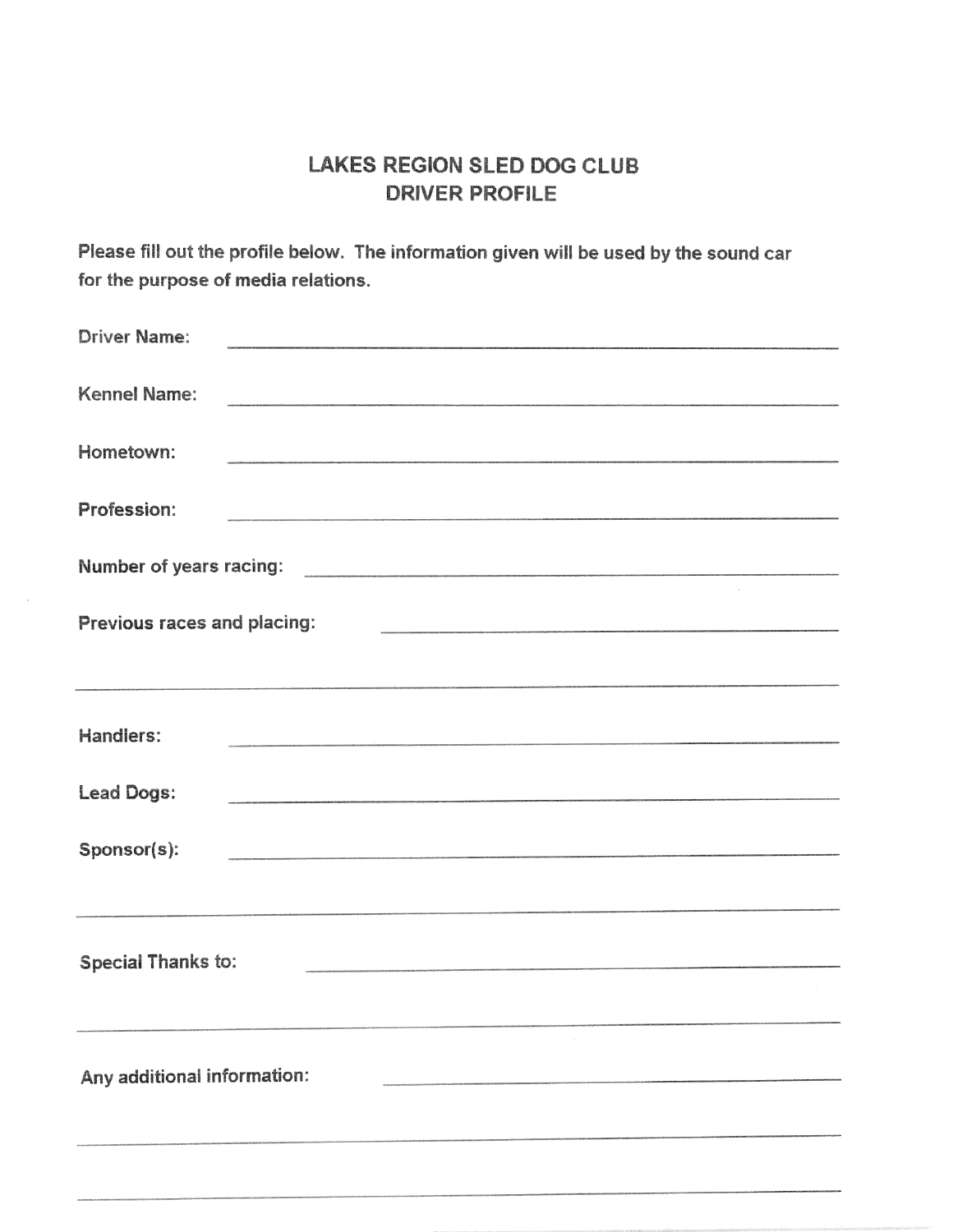# LAKES REGION SLED DOG CLUB
## DRIVER PROFILE

Please fill out the profile below. The information given will be used by the sound car for the purpose of media relations.

Driver Name: ______________________________________________

Kennel Name: ______________________________________________

Hometown: ______________________________________________

Profession: ______________________________________________

Number of years racing: ______________________________________________

Previous races and placing: ______________________________________________

______________________________________________

Handlers: ______________________________________________

Lead Dogs: ______________________________________________

Sponsor(s): ______________________________________________

______________________________________________

Special Thanks to: ______________________________________________

______________________________________________

Any additional information: ______________________________________________

______________________________________________

______________________________________________